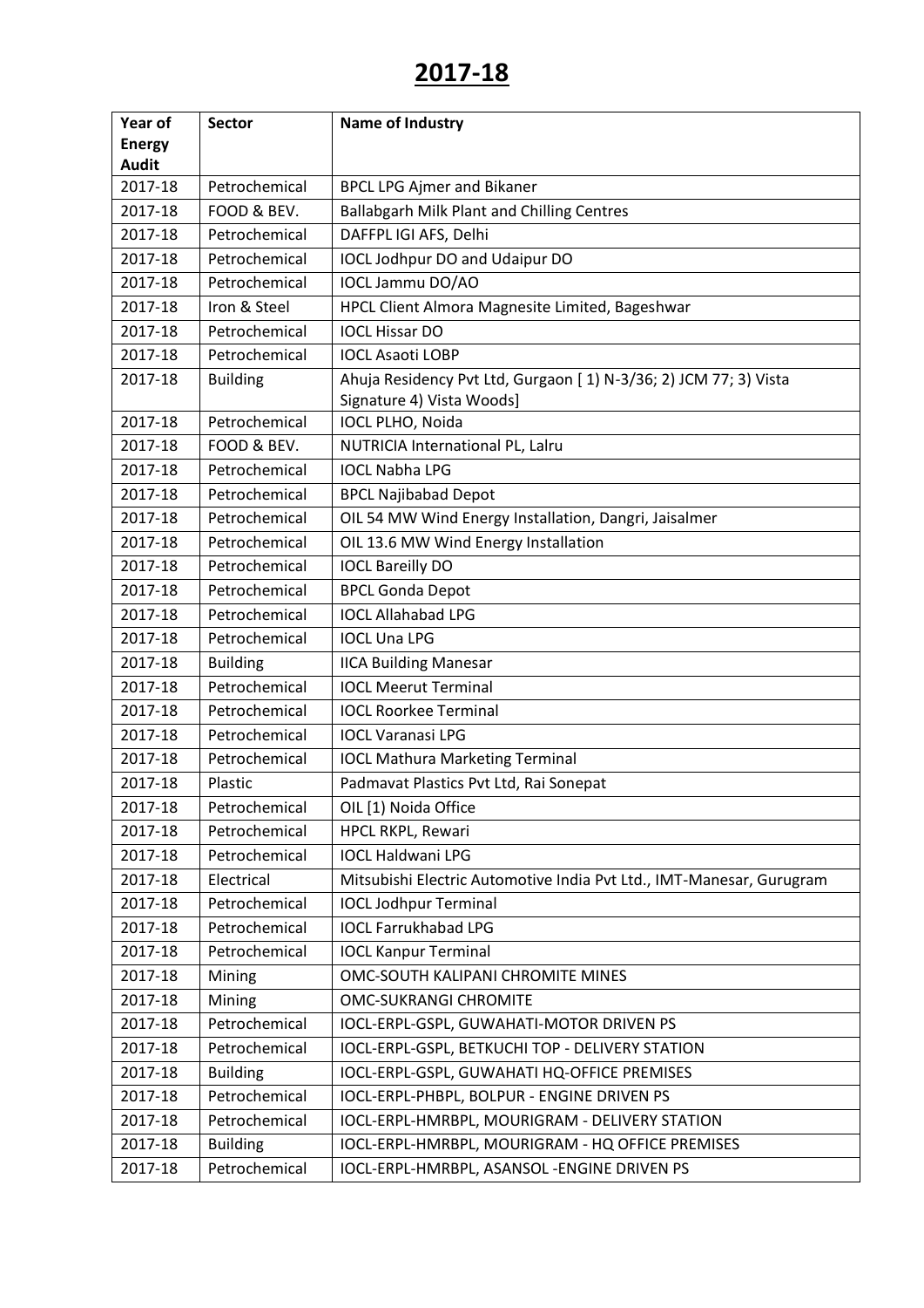# 2017-18

| Year of Energy Audit | Sector | Name of Industry |
|---|---|---|
| 2017-18 | Petrochemical | BPCL LPG Ajmer and Bikaner |
| 2017-18 | FOOD & BEV. | Ballabgarh Milk Plant and Chilling Centres |
| 2017-18 | Petrochemical | DAFFPL IGI AFS, Delhi |
| 2017-18 | Petrochemical | IOCL Jodhpur DO and Udaipur DO |
| 2017-18 | Petrochemical | IOCL Jammu DO/AO |
| 2017-18 | Iron & Steel | HPCL Client Almora Magnesite Limited, Bageshwar |
| 2017-18 | Petrochemical | IOCL Hissar DO |
| 2017-18 | Petrochemical | IOCL Asaoti LOBP |
| 2017-18 | Building | Ahuja Residency Pvt Ltd, Gurgaon [ 1) N-3/36; 2) JCM 77; 3) Vista Signature 4) Vista Woods] |
| 2017-18 | Petrochemical | IOCL PLHO, Noida |
| 2017-18 | FOOD & BEV. | NUTRICIA International PL, Lalru |
| 2017-18 | Petrochemical | IOCL Nabha LPG |
| 2017-18 | Petrochemical | BPCL Najibabad Depot |
| 2017-18 | Petrochemical | OIL 54 MW Wind Energy Installation, Dangri, Jaisalmer |
| 2017-18 | Petrochemical | OIL 13.6 MW Wind Energy Installation |
| 2017-18 | Petrochemical | IOCL Bareilly DO |
| 2017-18 | Petrochemical | BPCL Gonda Depot |
| 2017-18 | Petrochemical | IOCL Allahabad LPG |
| 2017-18 | Petrochemical | IOCL Una LPG |
| 2017-18 | Building | IICA Building Manesar |
| 2017-18 | Petrochemical | IOCL Meerut Terminal |
| 2017-18 | Petrochemical | IOCL Roorkee Terminal |
| 2017-18 | Petrochemical | IOCL Varanasi LPG |
| 2017-18 | Petrochemical | IOCL Mathura Marketing Terminal |
| 2017-18 | Plastic | Padmavat Plastics Pvt Ltd, Rai Sonepat |
| 2017-18 | Petrochemical | OIL [1) Noida Office |
| 2017-18 | Petrochemical | HPCL RKPL, Rewari |
| 2017-18 | Petrochemical | IOCL Haldwani LPG |
| 2017-18 | Electrical | Mitsubishi Electric Automotive India Pvt Ltd., IMT-Manesar, Gurugram |
| 2017-18 | Petrochemical | IOCL Jodhpur Terminal |
| 2017-18 | Petrochemical | IOCL Farrukhabad LPG |
| 2017-18 | Petrochemical | IOCL Kanpur Terminal |
| 2017-18 | Mining | OMC-SOUTH KALIPANI CHROMITE MINES |
| 2017-18 | Mining | OMC-SUKRANGI CHROMITE |
| 2017-18 | Petrochemical | IOCL-ERPL-GSPL, GUWAHATI-MOTOR DRIVEN PS |
| 2017-18 | Petrochemical | IOCL-ERPL-GSPL, BETKUCHI TOP - DELIVERY STATION |
| 2017-18 | Building | IOCL-ERPL-GSPL, GUWAHATI HQ-OFFICE PREMISES |
| 2017-18 | Petrochemical | IOCL-ERPL-PHBPL, BOLPUR - ENGINE DRIVEN PS |
| 2017-18 | Petrochemical | IOCL-ERPL-HMRBPL, MOURIGRAM - DELIVERY STATION |
| 2017-18 | Building | IOCL-ERPL-HMRBPL, MOURIGRAM - HQ OFFICE PREMISES |
| 2017-18 | Petrochemical | IOCL-ERPL-HMRBPL, ASANSOL -ENGINE DRIVEN PS |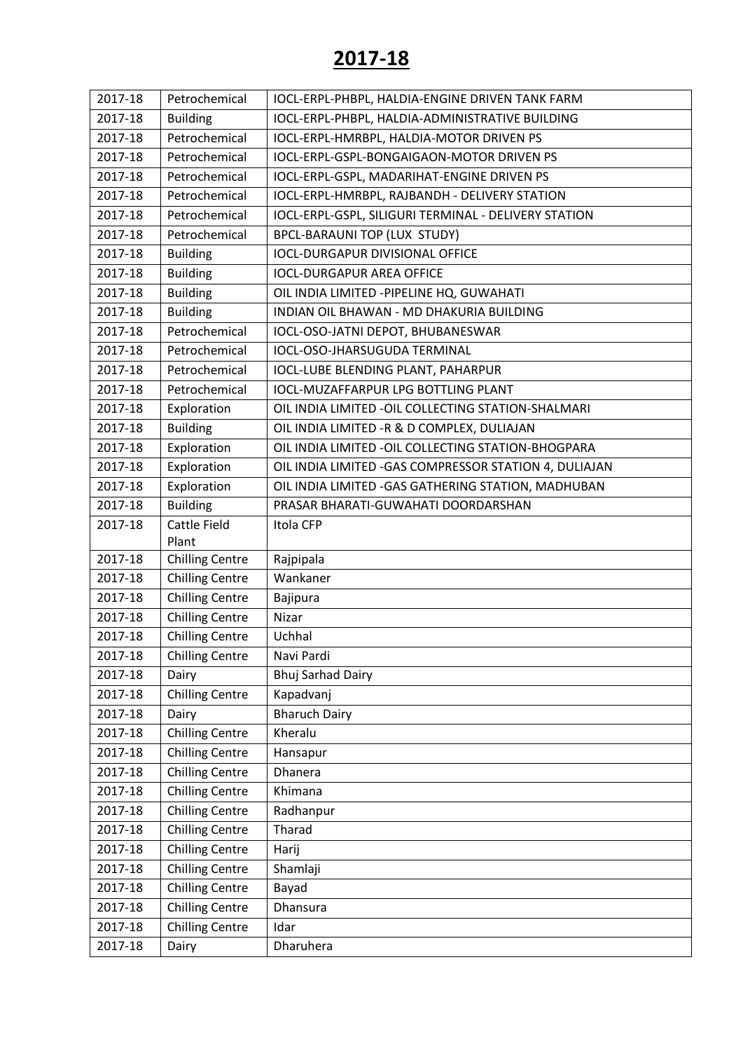# 2017-18

| 2017-18 | Petrochemical | IOCL-ERPL-PHBPL, HALDIA-ENGINE DRIVEN TANK FARM |
|---|---|---|
| 2017-18 | Building | IOCL-ERPL-PHBPL, HALDIA-ADMINISTRATIVE BUILDING |
| 2017-18 | Petrochemical | IOCL-ERPL-HMRBPL, HALDIA-MOTOR DRIVEN PS |
| 2017-18 | Petrochemical | IOCL-ERPL-GSPL-BONGAIGAON-MOTOR DRIVEN PS |
| 2017-18 | Petrochemical | IOCL-ERPL-GSPL, MADARIHAT-ENGINE DRIVEN PS |
| 2017-18 | Petrochemical | IOCL-ERPL-HMRBPL, RAJBANDH - DELIVERY STATION |
| 2017-18 | Petrochemical | IOCL-ERPL-GSPL, SILIGURI TERMINAL - DELIVERY STATION |
| 2017-18 | Petrochemical | BPCL-BARAUNI TOP (LUX STUDY) |
| 2017-18 | Building | IOCL-DURGAPUR DIVISIONAL OFFICE |
| 2017-18 | Building | IOCL-DURGAPUR AREA OFFICE |
| 2017-18 | Building | OIL INDIA LIMITED -PIPELINE HQ, GUWAHATI |
| 2017-18 | Building | INDIAN OIL BHAWAN - MD DHAKURIA BUILDING |
| 2017-18 | Petrochemical | IOCL-OSO-JATNI DEPOT, BHUBANESWAR |
| 2017-18 | Petrochemical | IOCL-OSO-JHARSUGUDA TERMINAL |
| 2017-18 | Petrochemical | IOCL-LUBE BLENDING PLANT, PAHARPUR |
| 2017-18 | Petrochemical | IOCL-MUZAFFARPUR LPG BOTTLING PLANT |
| 2017-18 | Exploration | OIL INDIA LIMITED -OIL COLLECTING STATION-SHALMARI |
| 2017-18 | Building | OIL INDIA LIMITED -R & D COMPLEX, DULIAJAN |
| 2017-18 | Exploration | OIL INDIA LIMITED -OIL COLLECTING STATION-BHOGPARA |
| 2017-18 | Exploration | OIL INDIA LIMITED -GAS COMPRESSOR STATION 4, DULIAJAN |
| 2017-18 | Exploration | OIL INDIA LIMITED -GAS GATHERING STATION, MADHUBAN |
| 2017-18 | Building | PRASAR BHARATI-GUWAHATI DOORDARSHAN |
| 2017-18 | Cattle Field Plant | Itola CFP |
| 2017-18 | Chilling Centre | Rajpipala |
| 2017-18 | Chilling Centre | Wankaner |
| 2017-18 | Chilling Centre | Bajipura |
| 2017-18 | Chilling Centre | Nizar |
| 2017-18 | Chilling Centre | Uchhal |
| 2017-18 | Chilling Centre | Navi Pardi |
| 2017-18 | Dairy | Bhuj Sarhad Dairy |
| 2017-18 | Chilling Centre | Kapadvanj |
| 2017-18 | Dairy | Bharuch Dairy |
| 2017-18 | Chilling Centre | Kheralu |
| 2017-18 | Chilling Centre | Hansapur |
| 2017-18 | Chilling Centre | Dhanera |
| 2017-18 | Chilling Centre | Khimana |
| 2017-18 | Chilling Centre | Radhanpur |
| 2017-18 | Chilling Centre | Tharad |
| 2017-18 | Chilling Centre | Harij |
| 2017-18 | Chilling Centre | Shamlaji |
| 2017-18 | Chilling Centre | Bayad |
| 2017-18 | Chilling Centre | Dhansura |
| 2017-18 | Chilling Centre | Idar |
| 2017-18 | Dairy | Dharuhera |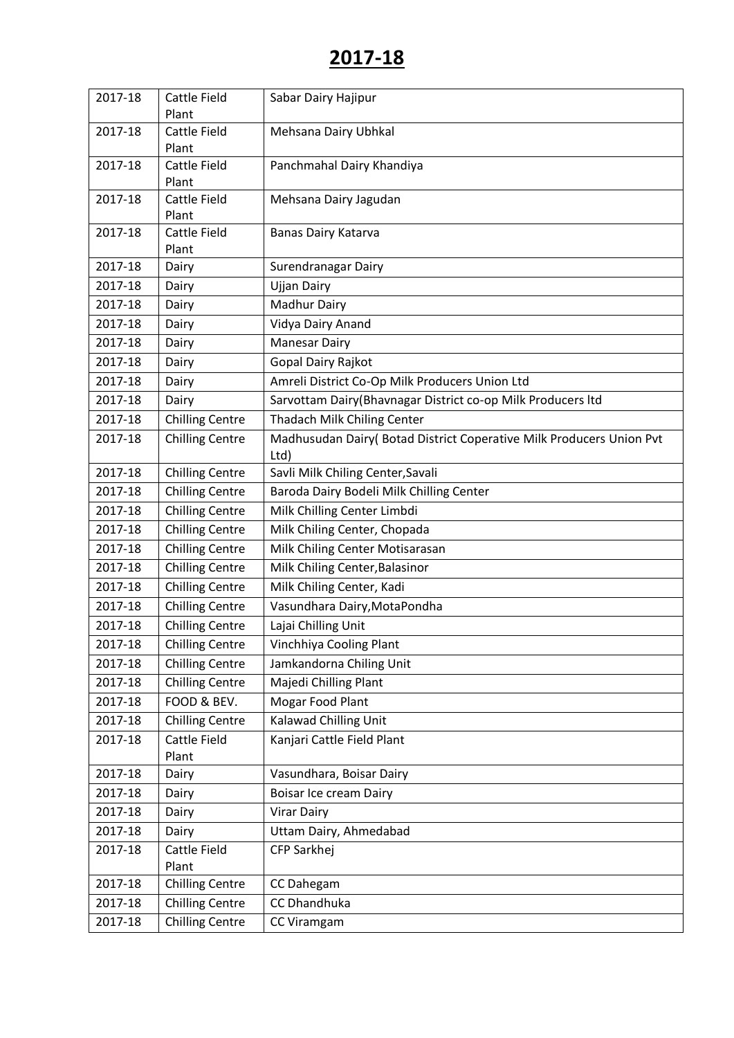# 2017-18

| 2017-18 | Cattle Field Plant | Sabar Dairy Hajipur |
|---|---|---|
| 2017-18 | Cattle Field Plant | Mehsana Dairy Ubhkal |
| 2017-18 | Cattle Field Plant | Panchmahal Dairy Khandiya |
| 2017-18 | Cattle Field Plant | Mehsana Dairy Jagudan |
| 2017-18 | Cattle Field Plant | Banas Dairy Katarva |
| 2017-18 | Dairy | Surendranagar Dairy |
| 2017-18 | Dairy | Ujjan Dairy |
| 2017-18 | Dairy | Madhur Dairy |
| 2017-18 | Dairy | Vidya Dairy Anand |
| 2017-18 | Dairy | Manesar Dairy |
| 2017-18 | Dairy | Gopal Dairy Rajkot |
| 2017-18 | Dairy | Amreli District Co-Op Milk Producers Union Ltd |
| 2017-18 | Dairy | Sarvottam Dairy(Bhavnagar District co-op Milk Producers ltd |
| 2017-18 | Chilling Centre | Thadach Milk Chiling Center |
| 2017-18 | Chilling Centre | Madhusudan Dairy( Botad District Coperative Milk Producers Union Pvt Ltd) |
| 2017-18 | Chilling Centre | Savli Milk Chiling Center,Savali |
| 2017-18 | Chilling Centre | Baroda Dairy Bodeli Milk Chilling Center |
| 2017-18 | Chilling Centre | Milk Chilling Center Limbdi |
| 2017-18 | Chilling Centre | Milk Chiling Center, Chopada |
| 2017-18 | Chilling Centre | Milk Chiling Center Motisarasan |
| 2017-18 | Chilling Centre | Milk Chiling Center,Balasinor |
| 2017-18 | Chilling Centre | Milk Chiling Center, Kadi |
| 2017-18 | Chilling Centre | Vasundhara Dairy,MotaPondha |
| 2017-18 | Chilling Centre | Lajai Chilling Unit |
| 2017-18 | Chilling Centre | Vinchhiya Cooling Plant |
| 2017-18 | Chilling Centre | Jamkandorna Chiling Unit |
| 2017-18 | Chilling Centre | Majedi Chilling Plant |
| 2017-18 | FOOD & BEV. | Mogar Food Plant |
| 2017-18 | Chilling Centre | Kalawad Chilling Unit |
| 2017-18 | Cattle Field Plant | Kanjari Cattle Field Plant |
| 2017-18 | Dairy | Vasundhara, Boisar Dairy |
| 2017-18 | Dairy | Boisar Ice cream Dairy |
| 2017-18 | Dairy | Virar Dairy |
| 2017-18 | Dairy | Uttam Dairy, Ahmedabad |
| 2017-18 | Cattle Field Plant | CFP Sarkhej |
| 2017-18 | Chilling Centre | CC Dahegam |
| 2017-18 | Chilling Centre | CC Dhandhuka |
| 2017-18 | Chilling Centre | CC Viramgam |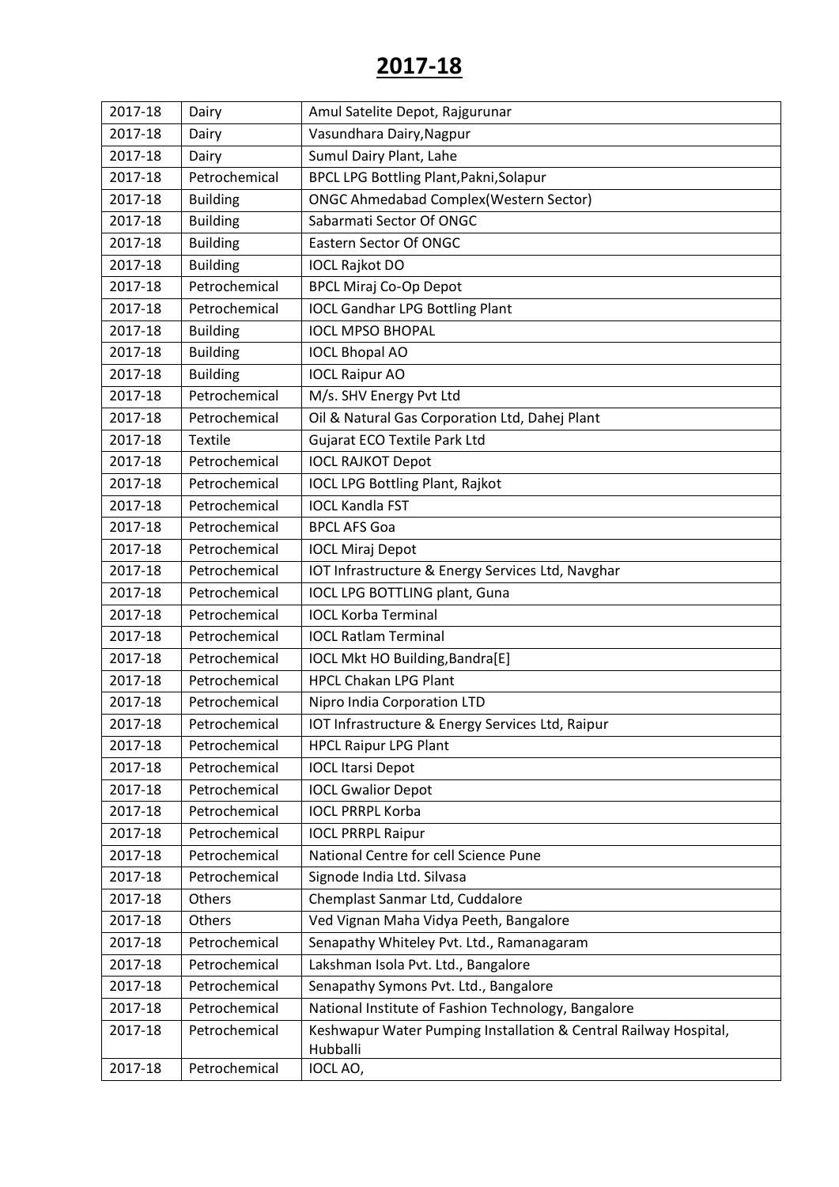# 2017-18

| 2017-18 | Dairy | Amul Satelite Depot, Rajgurunar |
|---|---|---|
| 2017-18 | Dairy | Vasundhara Dairy,Nagpur |
| 2017-18 | Dairy | Sumul Dairy Plant, Lahe |
| 2017-18 | Petrochemical | BPCL LPG Bottling Plant,Pakni,Solapur |
| 2017-18 | Building | ONGC Ahmedabad Complex(Western Sector) |
| 2017-18 | Building | Sabarmati Sector Of ONGC |
| 2017-18 | Building | Eastern Sector Of ONGC |
| 2017-18 | Building | IOCL Rajkot DO |
| 2017-18 | Petrochemical | BPCL Miraj Co-Op Depot |
| 2017-18 | Petrochemical | IOCL Gandhar LPG Bottling Plant |
| 2017-18 | Building | IOCL MPSO BHOPAL |
| 2017-18 | Building | IOCL Bhopal AO |
| 2017-18 | Building | IOCL Raipur AO |
| 2017-18 | Petrochemical | M/s. SHV Energy Pvt Ltd |
| 2017-18 | Petrochemical | Oil & Natural Gas Corporation Ltd, Dahej Plant |
| 2017-18 | Textile | Gujarat ECO Textile Park Ltd |
| 2017-18 | Petrochemical | IOCL RAJKOT Depot |
| 2017-18 | Petrochemical | IOCL LPG Bottling Plant, Rajkot |
| 2017-18 | Petrochemical | IOCL Kandla FST |
| 2017-18 | Petrochemical | BPCL AFS Goa |
| 2017-18 | Petrochemical | IOCL Miraj Depot |
| 2017-18 | Petrochemical | IOT Infrastructure & Energy Services Ltd, Navghar |
| 2017-18 | Petrochemical | IOCL LPG BOTTLING plant, Guna |
| 2017-18 | Petrochemical | IOCL Korba Terminal |
| 2017-18 | Petrochemical | IOCL Ratlam Terminal |
| 2017-18 | Petrochemical | IOCL Mkt HO Building,Bandra[E] |
| 2017-18 | Petrochemical | HPCL Chakan LPG Plant |
| 2017-18 | Petrochemical | Nipro India Corporation LTD |
| 2017-18 | Petrochemical | IOT Infrastructure & Energy Services Ltd, Raipur |
| 2017-18 | Petrochemical | HPCL Raipur LPG Plant |
| 2017-18 | Petrochemical | IOCL Itarsi Depot |
| 2017-18 | Petrochemical | IOCL Gwalior Depot |
| 2017-18 | Petrochemical | IOCL PRRPL Korba |
| 2017-18 | Petrochemical | IOCL PRRPL Raipur |
| 2017-18 | Petrochemical | National Centre for cell Science Pune |
| 2017-18 | Petrochemical | Signode India Ltd. Silvasa |
| 2017-18 | Others | Chemplast Sanmar Ltd, Cuddalore |
| 2017-18 | Others | Ved Vignan Maha Vidya Peeth, Bangalore |
| 2017-18 | Petrochemical | Senapathy Whiteley Pvt. Ltd., Ramanagaram |
| 2017-18 | Petrochemical | Lakshman Isola Pvt. Ltd., Bangalore |
| 2017-18 | Petrochemical | Senapathy Symons Pvt. Ltd., Bangalore |
| 2017-18 | Petrochemical | National Institute of Fashion Technology, Bangalore |
| 2017-18 | Petrochemical | Keshwapur Water Pumping Installation & Central Railway Hospital, Hubballi |
| 2017-18 | Petrochemical | IOCL AO, |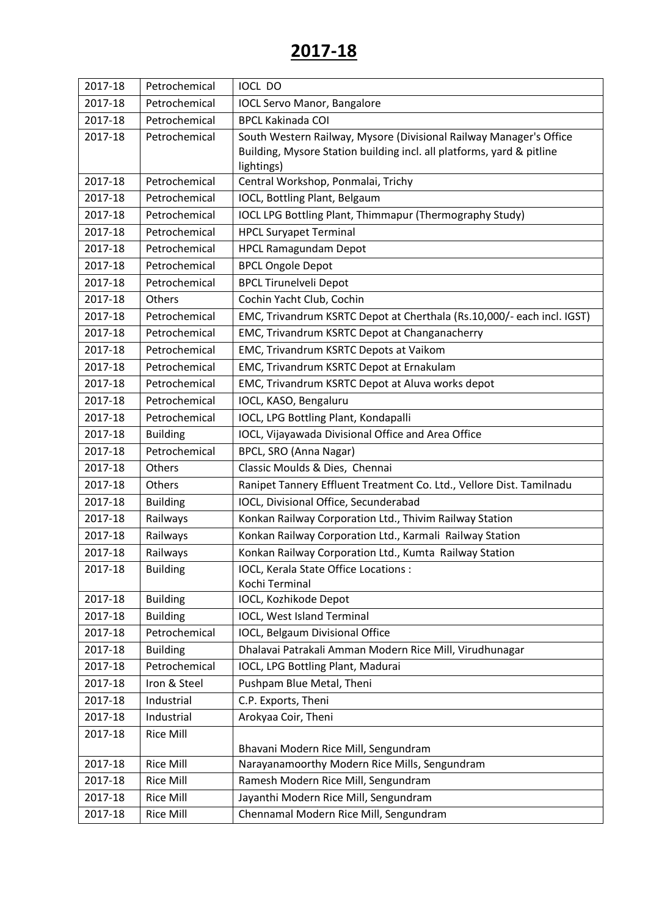# 2017-18

| 2017-18 | Petrochemical | IOCL DO |
|---|---|---|
| 2017-18 | Petrochemical | IOCL Servo Manor, Bangalore |
| 2017-18 | Petrochemical | BPCL Kakinada COI |
| 2017-18 | Petrochemical | South Western Railway, Mysore (Divisional Railway Manager's Office Building, Mysore Station building incl. all platforms, yard & pitline lightings) |
| 2017-18 | Petrochemical | Central Workshop, Ponmalai, Trichy |
| 2017-18 | Petrochemical | IOCL, Bottling Plant, Belgaum |
| 2017-18 | Petrochemical | IOCL LPG Bottling Plant, Thimmapur (Thermography Study) |
| 2017-18 | Petrochemical | HPCL Suryapet Terminal |
| 2017-18 | Petrochemical | HPCL Ramagundam Depot |
| 2017-18 | Petrochemical | BPCL Ongole Depot |
| 2017-18 | Petrochemical | BPCL Tirunelveli Depot |
| 2017-18 | Others | Cochin Yacht Club, Cochin |
| 2017-18 | Petrochemical | EMC, Trivandrum KSRTC Depot at Cherthala (Rs.10,000/- each incl. IGST) |
| 2017-18 | Petrochemical | EMC, Trivandrum KSRTC Depot at Changanacherry |
| 2017-18 | Petrochemical | EMC, Trivandrum KSRTC Depots at Vaikom |
| 2017-18 | Petrochemical | EMC, Trivandrum KSRTC Depot at Ernakulam |
| 2017-18 | Petrochemical | EMC, Trivandrum KSRTC Depot at Aluva works depot |
| 2017-18 | Petrochemical | IOCL, KASO, Bengaluru |
| 2017-18 | Petrochemical | IOCL, LPG Bottling Plant, Kondapalli |
| 2017-18 | Building | IOCL, Vijayawada Divisional Office and Area Office |
| 2017-18 | Petrochemical | BPCL, SRO (Anna Nagar) |
| 2017-18 | Others | Classic Moulds & Dies, Chennai |
| 2017-18 | Others | Ranipet Tannery Effluent Treatment Co. Ltd., Vellore Dist. Tamilnadu |
| 2017-18 | Building | IOCL, Divisional Office, Secunderabad |
| 2017-18 | Railways | Konkan Railway Corporation Ltd., Thivim Railway Station |
| 2017-18 | Railways | Konkan Railway Corporation Ltd., Karmali Railway Station |
| 2017-18 | Railways | Konkan Railway Corporation Ltd., Kumta Railway Station |
| 2017-18 | Building | IOCL, Kerala State Office Locations : Kochi Terminal |
| 2017-18 | Building | IOCL, Kozhikode Depot |
| 2017-18 | Building | IOCL, West Island Terminal |
| 2017-18 | Petrochemical | IOCL, Belgaum Divisional Office |
| 2017-18 | Building | Dhalavai Patrakali Amman Modern Rice Mill, Virudhunagar |
| 2017-18 | Petrochemical | IOCL, LPG Bottling Plant, Madurai |
| 2017-18 | Iron & Steel | Pushpam Blue Metal, Theni |
| 2017-18 | Industrial | C.P. Exports, Theni |
| 2017-18 | Industrial | Arokyaa Coir, Theni |
| 2017-18 | Rice Mill | Bhavani Modern Rice Mill, Sengundram |
| 2017-18 | Rice Mill | Narayanamoorthy Modern Rice Mills, Sengundram |
| 2017-18 | Rice Mill | Ramesh Modern Rice Mill, Sengundram |
| 2017-18 | Rice Mill | Jayanthi Modern Rice Mill, Sengundram |
| 2017-18 | Rice Mill | Chennamal Modern Rice Mill, Sengundram |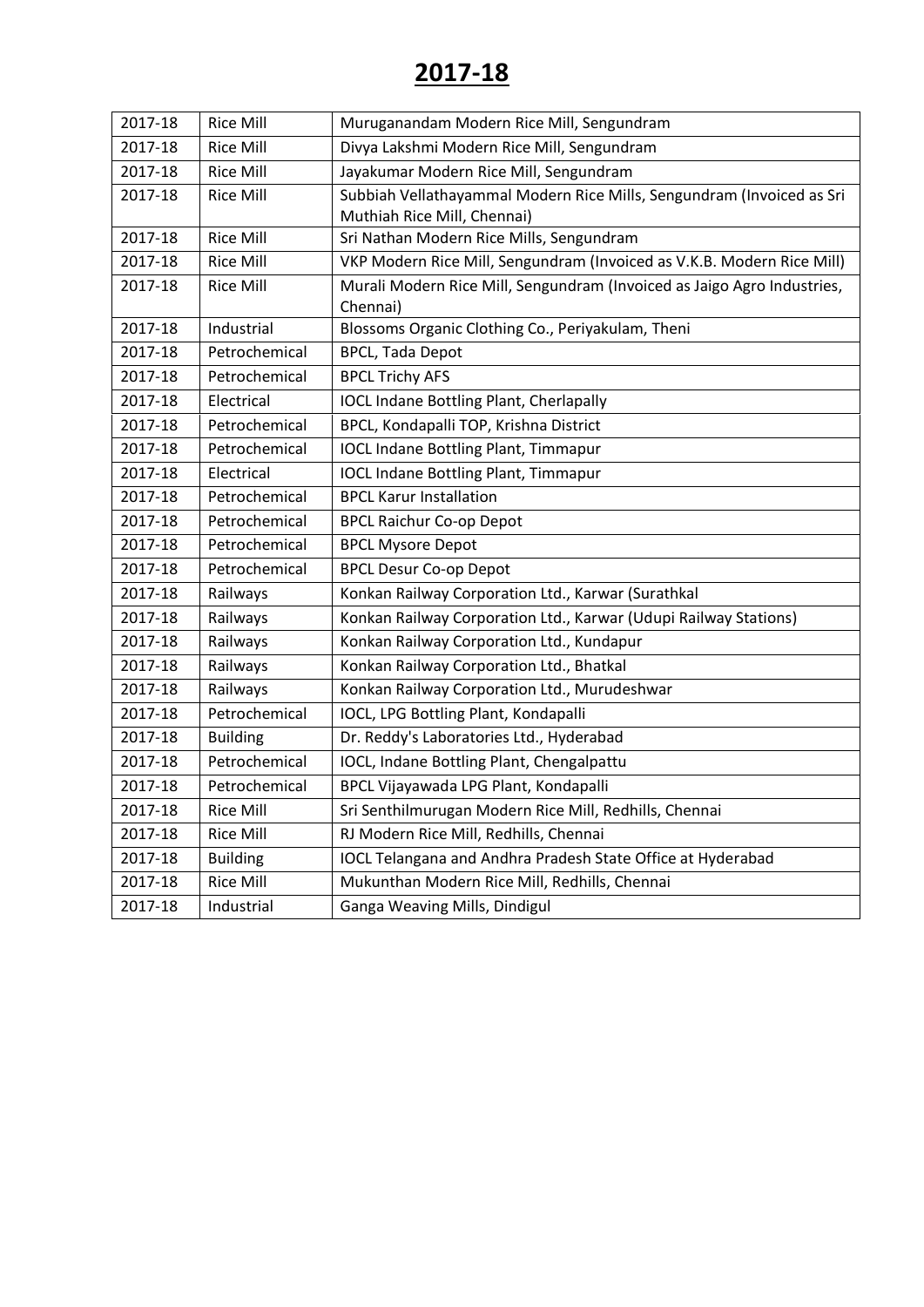# 2017-18

| | | |
|---|---|---|
| 2017-18 | Rice Mill | Muruganandam Modern Rice Mill, Sengundram |
| 2017-18 | Rice Mill | Divya Lakshmi Modern Rice Mill, Sengundram |
| 2017-18 | Rice Mill | Jayakumar Modern Rice Mill, Sengundram |
| 2017-18 | Rice Mill | Subbiah Vellathayammal Modern Rice Mills, Sengundram (Invoiced as Sri Muthiah Rice Mill, Chennai) |
| 2017-18 | Rice Mill | Sri Nathan Modern Rice Mills, Sengundram |
| 2017-18 | Rice Mill | VKP Modern Rice Mill, Sengundram (Invoiced as V.K.B. Modern Rice Mill) |
| 2017-18 | Rice Mill | Murali Modern Rice Mill, Sengundram (Invoiced as Jaigo Agro Industries, Chennai) |
| 2017-18 | Industrial | Blossoms Organic Clothing Co., Periyakulam, Theni |
| 2017-18 | Petrochemical | BPCL, Tada Depot |
| 2017-18 | Petrochemical | BPCL Trichy AFS |
| 2017-18 | Electrical | IOCL Indane Bottling Plant, Cherlapally |
| 2017-18 | Petrochemical | BPCL, Kondapalli TOP, Krishna District |
| 2017-18 | Petrochemical | IOCL Indane Bottling Plant, Timmapur |
| 2017-18 | Electrical | IOCL Indane Bottling Plant, Timmapur |
| 2017-18 | Petrochemical | BPCL Karur Installation |
| 2017-18 | Petrochemical | BPCL Raichur Co-op Depot |
| 2017-18 | Petrochemical | BPCL Mysore Depot |
| 2017-18 | Petrochemical | BPCL Desur Co-op Depot |
| 2017-18 | Railways | Konkan Railway Corporation Ltd., Karwar (Surathkal |
| 2017-18 | Railways | Konkan Railway Corporation Ltd., Karwar (Udupi Railway Stations) |
| 2017-18 | Railways | Konkan Railway Corporation Ltd., Kundapur |
| 2017-18 | Railways | Konkan Railway Corporation Ltd., Bhatkal |
| 2017-18 | Railways | Konkan Railway Corporation Ltd., Murudeshwar |
| 2017-18 | Petrochemical | IOCL, LPG Bottling Plant, Kondapalli |
| 2017-18 | Building | Dr. Reddy's Laboratories Ltd., Hyderabad |
| 2017-18 | Petrochemical | IOCL, Indane Bottling Plant, Chengalpattu |
| 2017-18 | Petrochemical | BPCL Vijayawada LPG Plant, Kondapalli |
| 2017-18 | Rice Mill | Sri Senthilmurugan Modern Rice Mill, Redhills, Chennai |
| 2017-18 | Rice Mill | RJ Modern Rice Mill, Redhills, Chennai |
| 2017-18 | Building | IOCL Telangana and Andhra Pradesh State Office at Hyderabad |
| 2017-18 | Rice Mill | Mukunthan Modern Rice Mill, Redhills, Chennai |
| 2017-18 | Industrial | Ganga Weaving Mills, Dindigul |